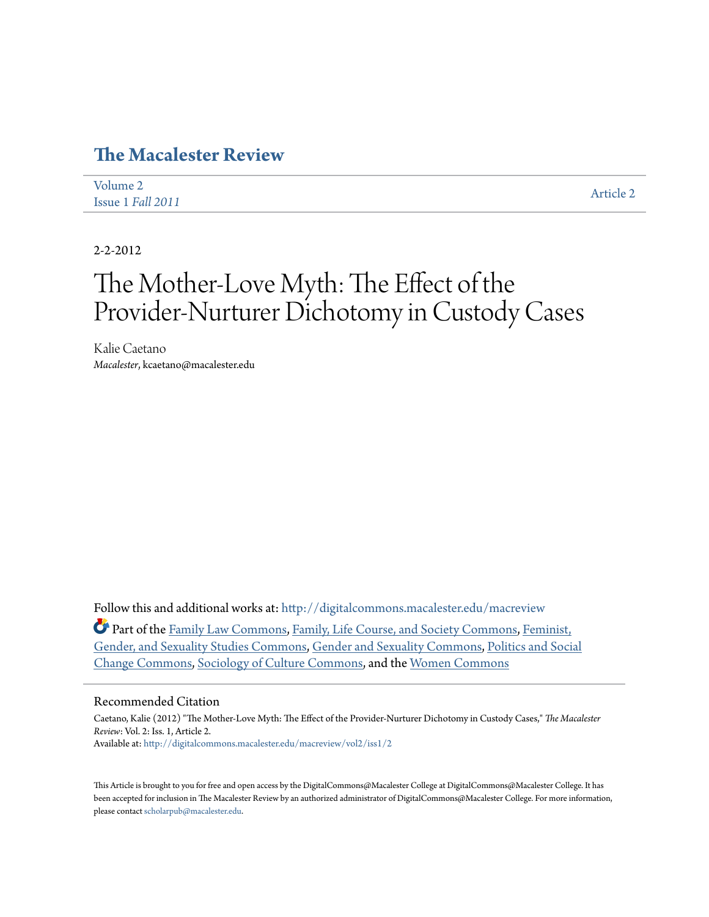# The Macalester Review

Volume 2
Issue 1 *Fall 2011*

Article 2

2-2-2012

# The Mother-Love Myth: The Effect of the Provider-Nurturer Dichotomy in Custody Cases

Kalie Caetano
*Macalester*, kcaetano@macalester.edu

Follow this and additional works at: http://digitalcommons.macalester.edu/macreview

Part of the Family Law Commons, Family, Life Course, and Society Commons, Feminist, Gender, and Sexuality Studies Commons, Gender and Sexuality Commons, Politics and Social Change Commons, Sociology of Culture Commons, and the Women Commons

## Recommended Citation

Caetano, Kalie (2012) "The Mother-Love Myth: The Effect of the Provider-Nurturer Dichotomy in Custody Cases," *The Macalester Review*: Vol. 2: Iss. 1, Article 2.
Available at: http://digitalcommons.macalester.edu/macreview/vol2/iss1/2

This Article is brought to you for free and open access by the DigitalCommons@Macalester College at DigitalCommons@Macalester College. It has been accepted for inclusion in The Macalester Review by an authorized administrator of DigitalCommons@Macalester College. For more information, please contact scholarpub@macalester.edu.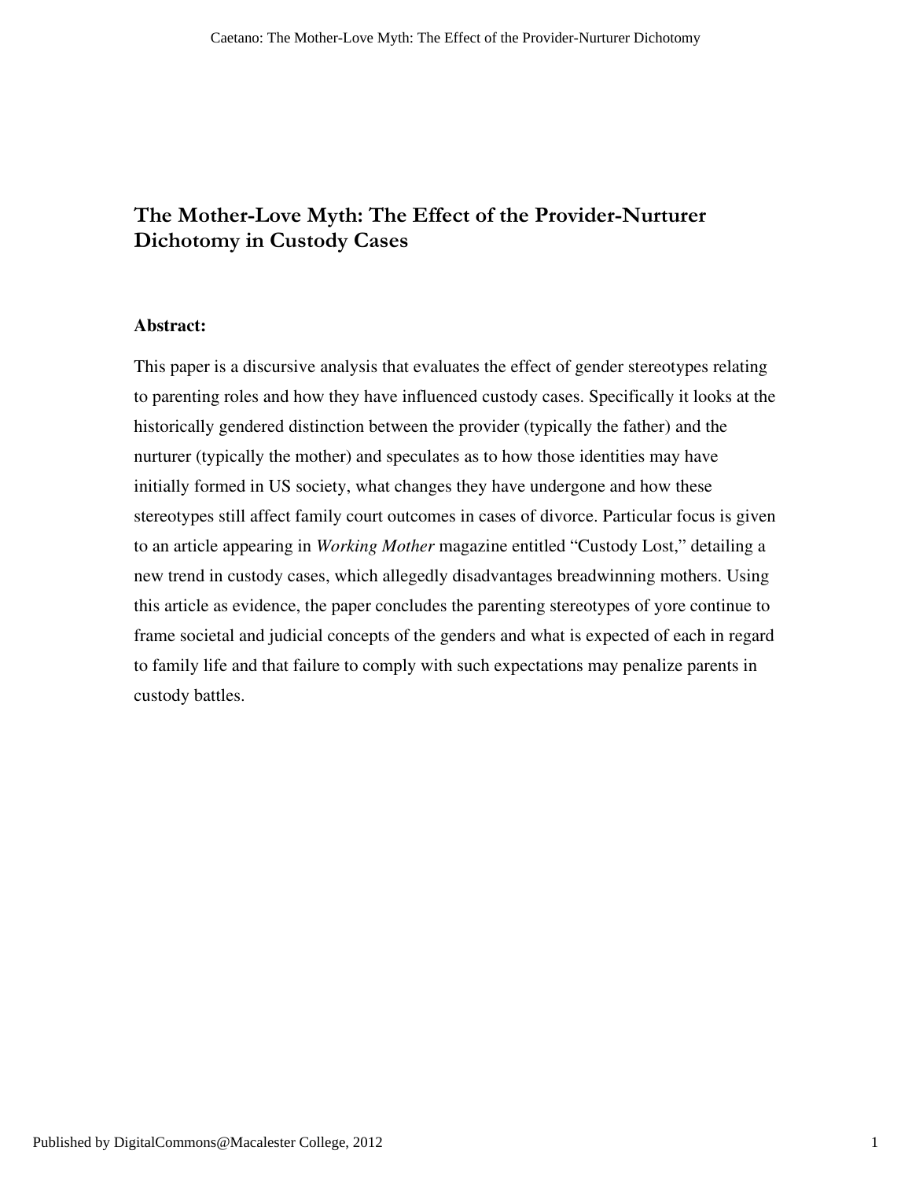# The Mother-Love Myth: The Effect of the Provider-Nurturer Dichotomy in Custody Cases

**Abstract:**

This paper is a discursive analysis that evaluates the effect of gender stereotypes relating to parenting roles and how they have influenced custody cases. Specifically it looks at the historically gendered distinction between the provider (typically the father) and the nurturer (typically the mother) and speculates as to how those identities may have initially formed in US society, what changes they have undergone and how these stereotypes still affect family court outcomes in cases of divorce. Particular focus is given to an article appearing in *Working Mother* magazine entitled "Custody Lost," detailing a new trend in custody cases, which allegedly disadvantages breadwinning mothers. Using this article as evidence, the paper concludes the parenting stereotypes of yore continue to frame societal and judicial concepts of the genders and what is expected of each in regard to family life and that failure to comply with such expectations may penalize parents in custody battles.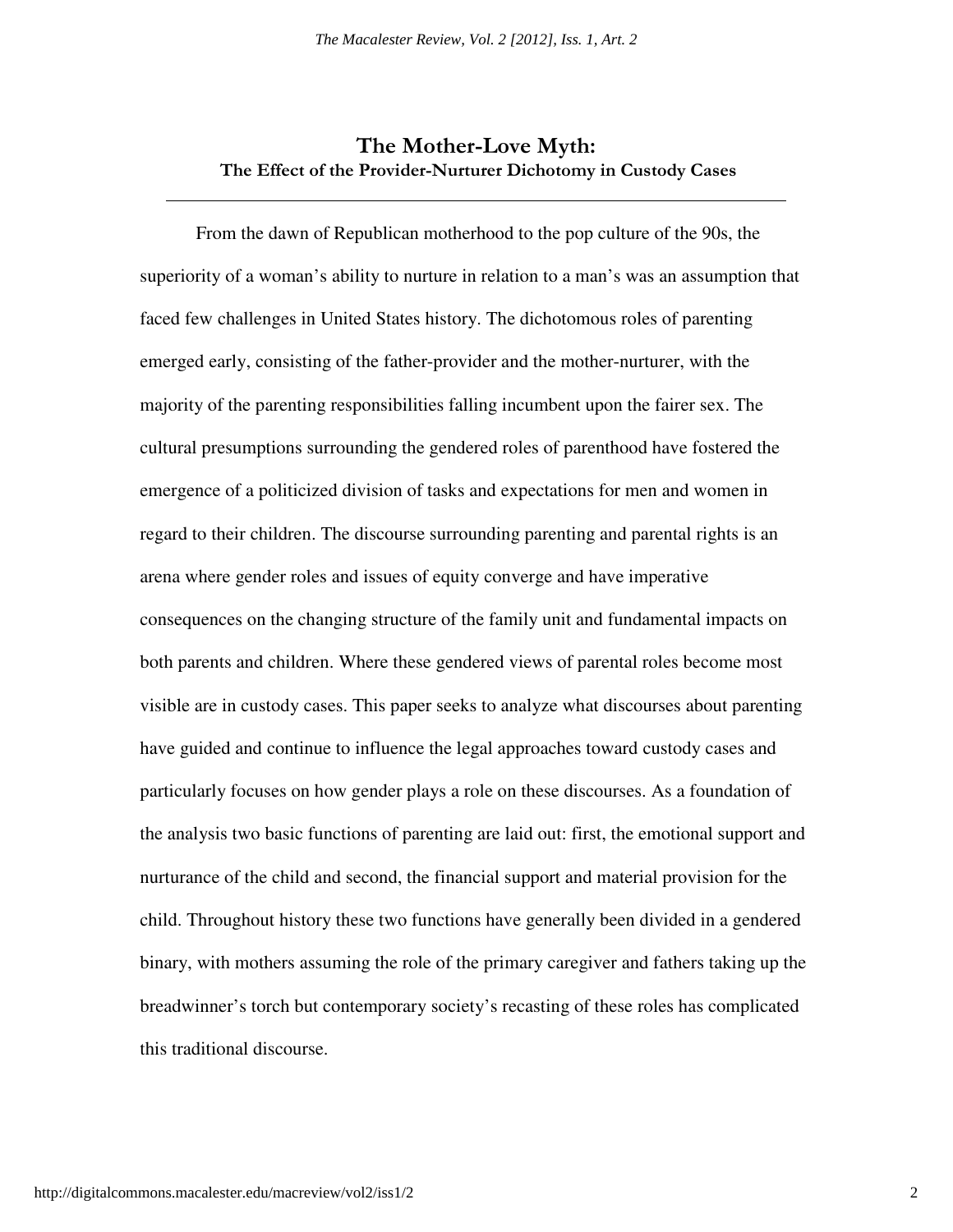# The Mother-Love Myth:

## The Effect of the Provider-Nurturer Dichotomy in Custody Cases

---

From the dawn of Republican motherhood to the pop culture of the 90s, the superiority of a woman's ability to nurture in relation to a man's was an assumption that faced few challenges in United States history. The dichotomous roles of parenting emerged early, consisting of the father-provider and the mother-nurturer, with the majority of the parenting responsibilities falling incumbent upon the fairer sex. The cultural presumptions surrounding the gendered roles of parenthood have fostered the emergence of a politicized division of tasks and expectations for men and women in regard to their children. The discourse surrounding parenting and parental rights is an arena where gender roles and issues of equity converge and have imperative consequences on the changing structure of the family unit and fundamental impacts on both parents and children. Where these gendered views of parental roles become most visible are in custody cases. This paper seeks to analyze what discourses about parenting have guided and continue to influence the legal approaches toward custody cases and particularly focuses on how gender plays a role on these discourses. As a foundation of the analysis two basic functions of parenting are laid out: first, the emotional support and nurturance of the child and second, the financial support and material provision for the child. Throughout history these two functions have generally been divided in a gendered binary, with mothers assuming the role of the primary caregiver and fathers taking up the breadwinner's torch but contemporary society's recasting of these roles has complicated this traditional discourse.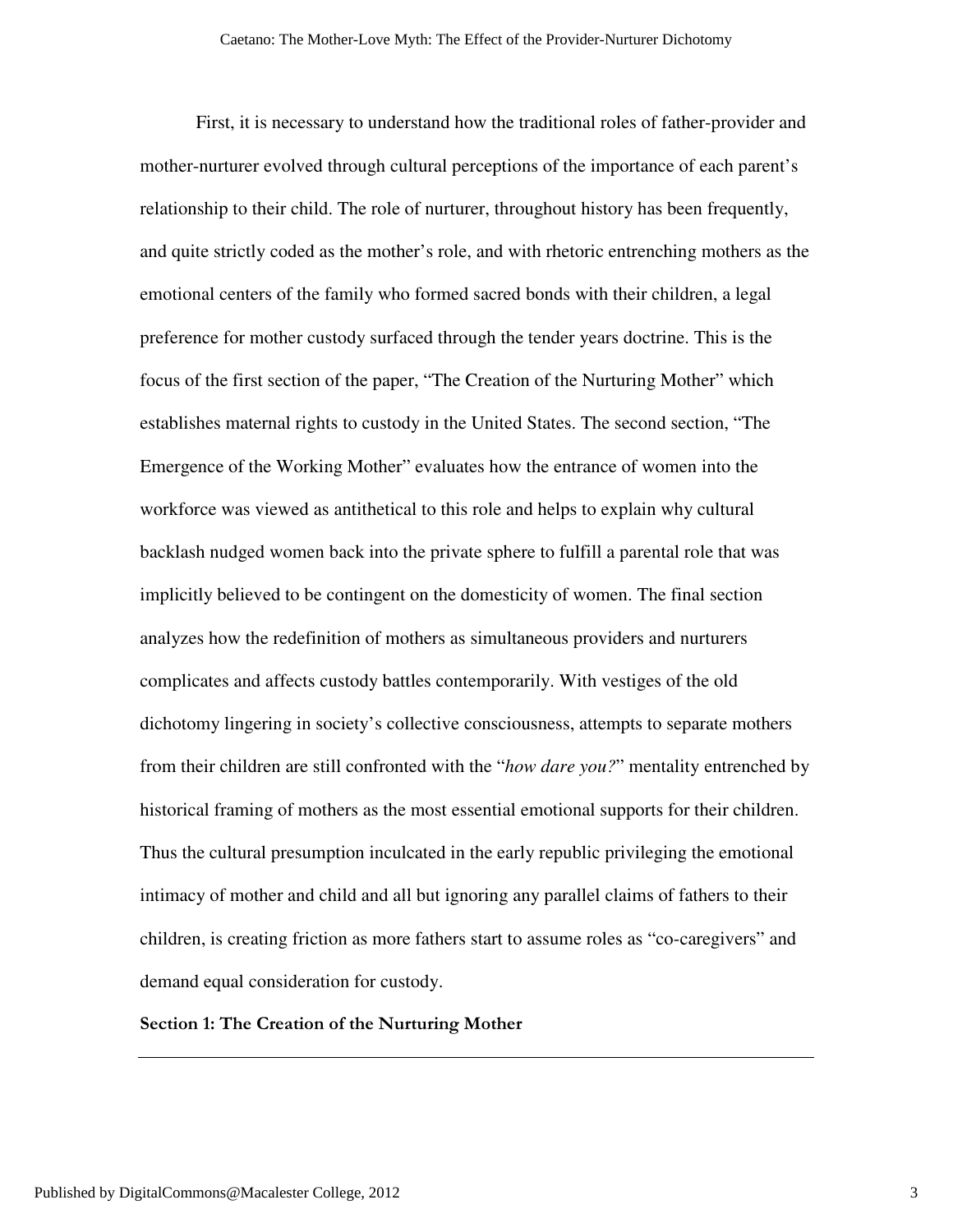First, it is necessary to understand how the traditional roles of father-provider and mother-nurturer evolved through cultural perceptions of the importance of each parent's relationship to their child. The role of nurturer, throughout history has been frequently, and quite strictly coded as the mother's role, and with rhetoric entrenching mothers as the emotional centers of the family who formed sacred bonds with their children, a legal preference for mother custody surfaced through the tender years doctrine. This is the focus of the first section of the paper, "The Creation of the Nurturing Mother" which establishes maternal rights to custody in the United States. The second section, "The Emergence of the Working Mother" evaluates how the entrance of women into the workforce was viewed as antithetical to this role and helps to explain why cultural backlash nudged women back into the private sphere to fulfill a parental role that was implicitly believed to be contingent on the domesticity of women. The final section analyzes how the redefinition of mothers as simultaneous providers and nurturers complicates and affects custody battles contemporarily. With vestiges of the old dichotomy lingering in society's collective consciousness, attempts to separate mothers from their children are still confronted with the "*how dare you?*" mentality entrenched by historical framing of mothers as the most essential emotional supports for their children. Thus the cultural presumption inculcated in the early republic privileging the emotional intimacy of mother and child and all but ignoring any parallel claims of fathers to their children, is creating friction as more fathers start to assume roles as "co-caregivers" and demand equal consideration for custody.

**Section 1: The Creation of the Nurturing Mother**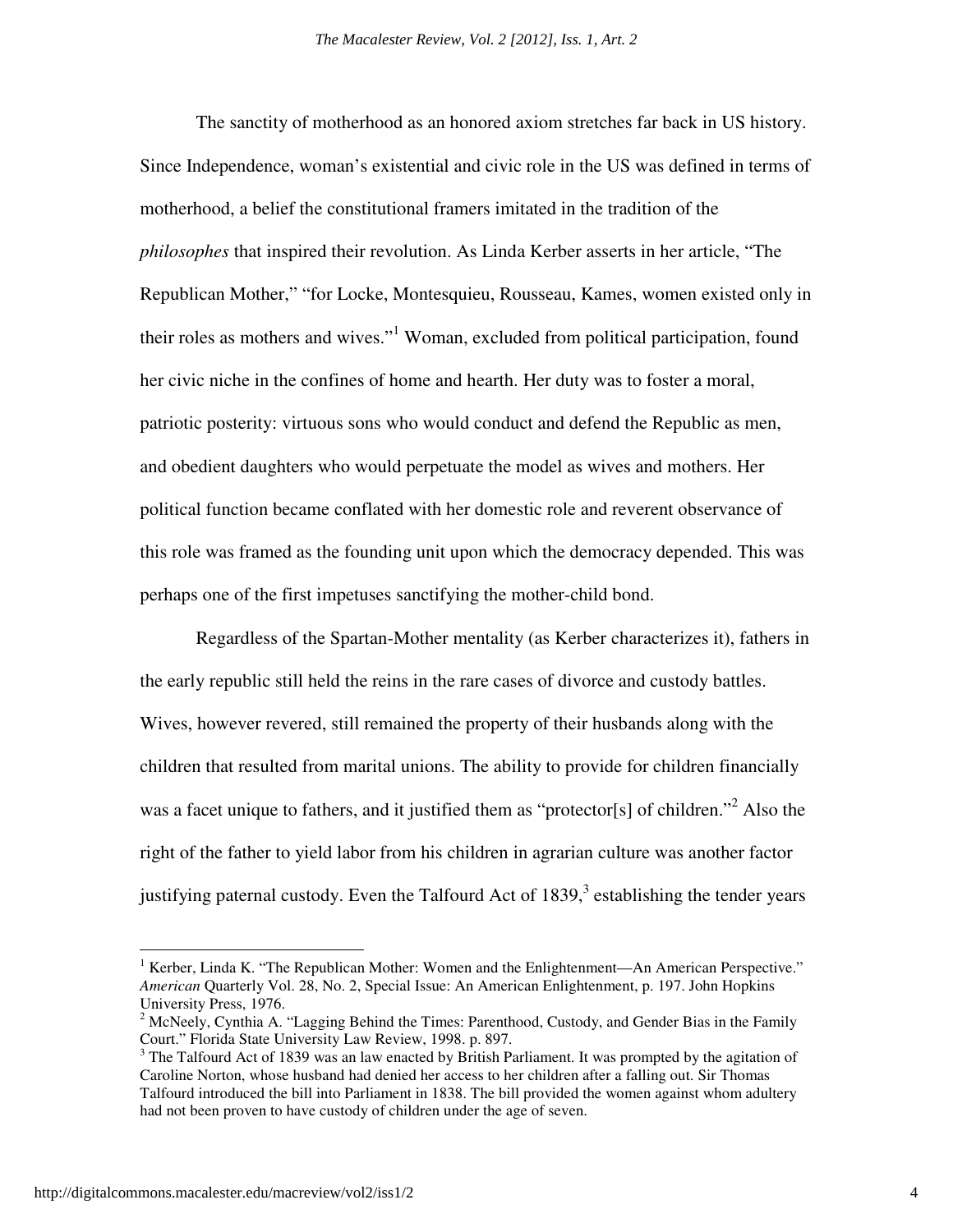The sanctity of motherhood as an honored axiom stretches far back in US history. Since Independence, woman's existential and civic role in the US was defined in terms of motherhood, a belief the constitutional framers imitated in the tradition of the *philosophes* that inspired their revolution. As Linda Kerber asserts in her article, "The Republican Mother," "for Locke, Montesquieu, Rousseau, Kames, women existed only in their roles as mothers and wives."[1] Woman, excluded from political participation, found her civic niche in the confines of home and hearth. Her duty was to foster a moral, patriotic posterity: virtuous sons who would conduct and defend the Republic as men, and obedient daughters who would perpetuate the model as wives and mothers. Her political function became conflated with her domestic role and reverent observance of this role was framed as the founding unit upon which the democracy depended. This was perhaps one of the first impetuses sanctifying the mother-child bond.

Regardless of the Spartan-Mother mentality (as Kerber characterizes it), fathers in the early republic still held the reins in the rare cases of divorce and custody battles. Wives, however revered, still remained the property of their husbands along with the children that resulted from marital unions. The ability to provide for children financially was a facet unique to fathers, and it justified them as "protector[s] of children."[2] Also the right of the father to yield labor from his children in agrarian culture was another factor justifying paternal custody. Even the Talfourd Act of 1839,[3] establishing the tender years

---

[1] Kerber, Linda K. "The Republican Mother: Women and the Enlightenment—An American Perspective." *American* Quarterly Vol. 28, No. 2, Special Issue: An American Enlightenment, p. 197. John Hopkins University Press, 1976.

[2] McNeely, Cynthia A. "Lagging Behind the Times: Parenthood, Custody, and Gender Bias in the Family Court." Florida State University Law Review, 1998. p. 897.

[3] The Talfourd Act of 1839 was an law enacted by British Parliament. It was prompted by the agitation of Caroline Norton, whose husband had denied her access to her children after a falling out. Sir Thomas Talfourd introduced the bill into Parliament in 1838. The bill provided the women against whom adultery had not been proven to have custody of children under the age of seven.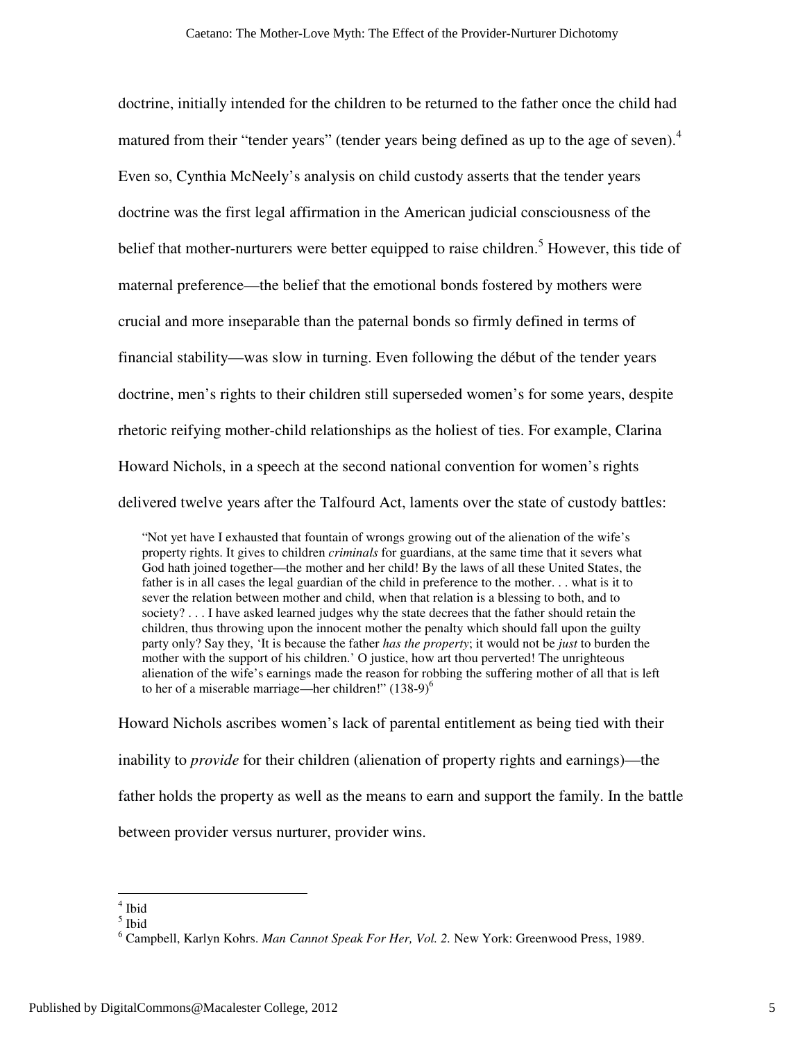doctrine, initially intended for the children to be returned to the father once the child had matured from their "tender years" (tender years being defined as up to the age of seven).[4] Even so, Cynthia McNeely's analysis on child custody asserts that the tender years doctrine was the first legal affirmation in the American judicial consciousness of the belief that mother-nurturers were better equipped to raise children.[5] However, this tide of maternal preference—the belief that the emotional bonds fostered by mothers were crucial and more inseparable than the paternal bonds so firmly defined in terms of financial stability—was slow in turning. Even following the début of the tender years doctrine, men's rights to their children still superseded women's for some years, despite rhetoric reifying mother-child relationships as the holiest of ties. For example, Clarina Howard Nichols, in a speech at the second national convention for women's rights delivered twelve years after the Talfourd Act, laments over the state of custody battles:

> "Not yet have I exhausted that fountain of wrongs growing out of the alienation of the wife's property rights. It gives to children *criminals* for guardians, at the same time that it severs what God hath joined together—the mother and her child! By the laws of all these United States, the father is in all cases the legal guardian of the child in preference to the mother. . . what is it to sever the relation between mother and child, when that relation is a blessing to both, and to society? . . . I have asked learned judges why the state decrees that the father should retain the children, thus throwing upon the innocent mother the penalty which should fall upon the guilty party only? Say they, 'It is because the father *has the property*; it would not be *just* to burden the mother with the support of his children.' O justice, how art thou perverted! The unrighteous alienation of the wife's earnings made the reason for robbing the suffering mother of all that is left to her of a miserable marriage—her children!" (138-9)[6]

Howard Nichols ascribes women's lack of parental entitlement as being tied with their inability to *provide* for their children (alienation of property rights and earnings)—the father holds the property as well as the means to earn and support the family. In the battle between provider versus nurturer, provider wins.

---

[4] Ibid

[5] Ibid

[6] Campbell, Karlyn Kohrs. *Man Cannot Speak For Her, Vol. 2.* New York: Greenwood Press, 1989.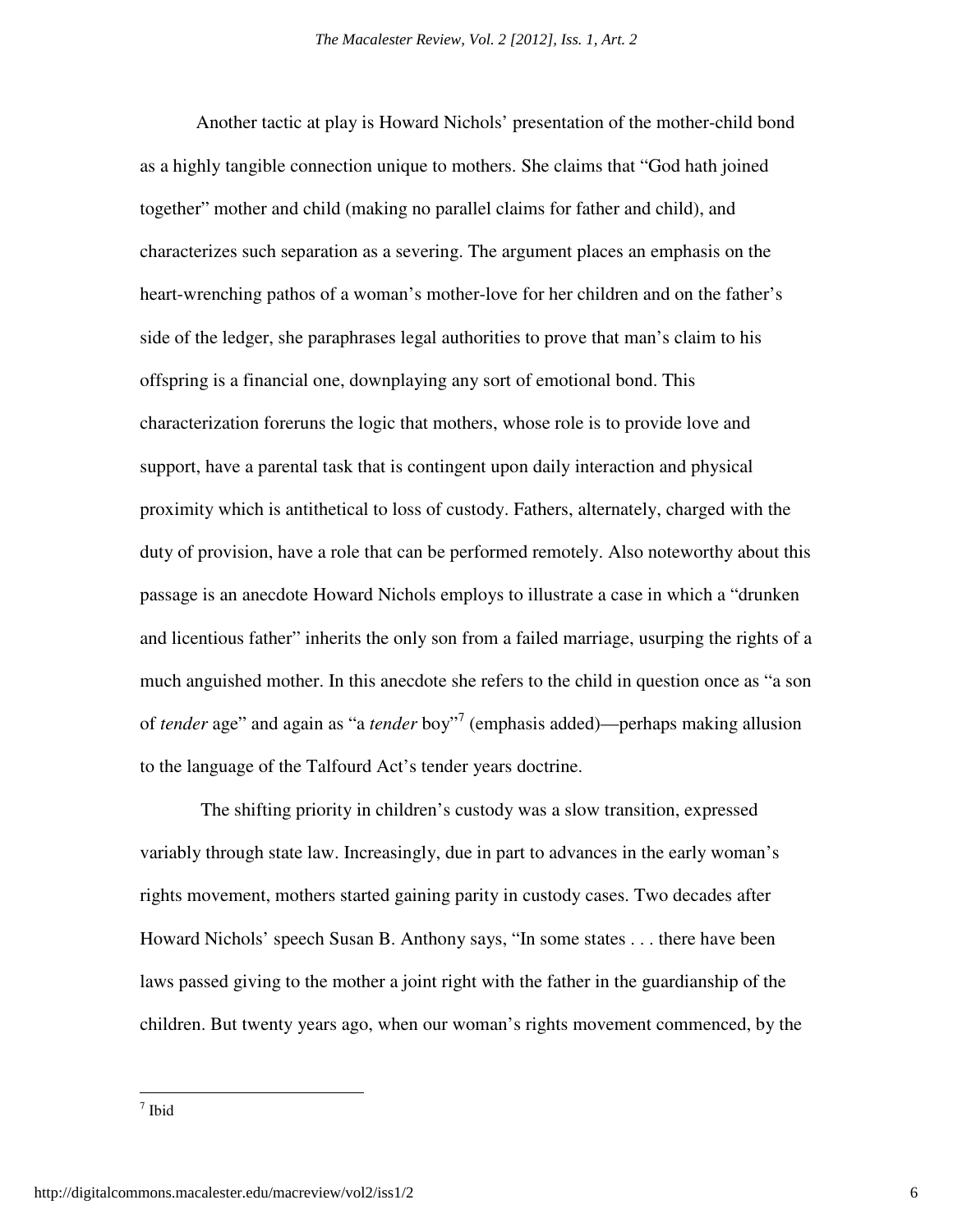Another tactic at play is Howard Nichols' presentation of the mother-child bond as a highly tangible connection unique to mothers. She claims that "God hath joined together" mother and child (making no parallel claims for father and child), and characterizes such separation as a severing. The argument places an emphasis on the heart-wrenching pathos of a woman's mother-love for her children and on the father's side of the ledger, she paraphrases legal authorities to prove that man's claim to his offspring is a financial one, downplaying any sort of emotional bond. This characterization foreruns the logic that mothers, whose role is to provide love and support, have a parental task that is contingent upon daily interaction and physical proximity which is antithetical to loss of custody. Fathers, alternately, charged with the duty of provision, have a role that can be performed remotely. Also noteworthy about this passage is an anecdote Howard Nichols employs to illustrate a case in which a "drunken and licentious father" inherits the only son from a failed marriage, usurping the rights of a much anguished mother. In this anecdote she refers to the child in question once as "a son of *tender* age" and again as "a *tender* boy"[7] (emphasis added)—perhaps making allusion to the language of the Talfourd Act's tender years doctrine.

The shifting priority in children's custody was a slow transition, expressed variably through state law. Increasingly, due in part to advances in the early woman's rights movement, mothers started gaining parity in custody cases. Two decades after Howard Nichols' speech Susan B. Anthony says, "In some states . . . there have been laws passed giving to the mother a joint right with the father in the guardianship of the children. But twenty years ago, when our woman's rights movement commenced, by the

[7] Ibid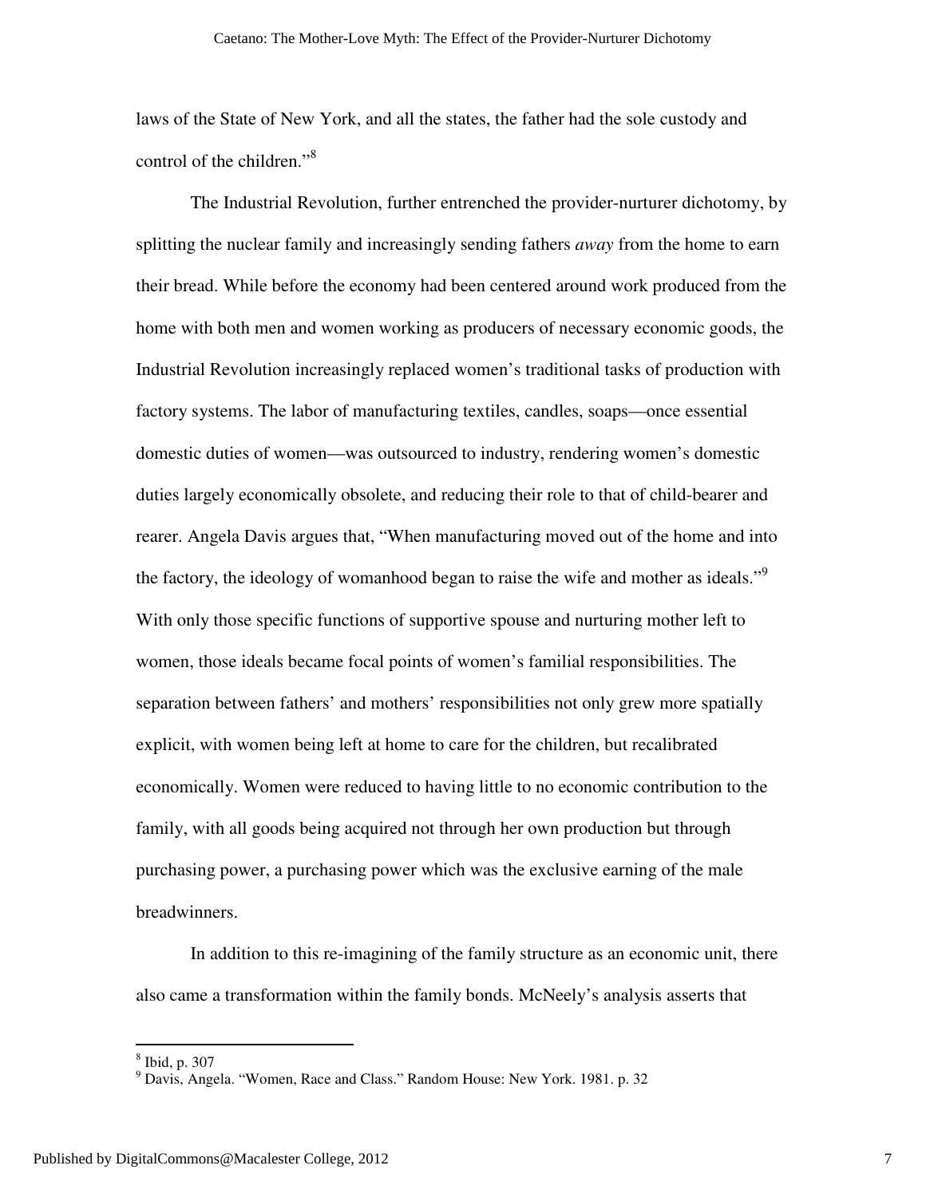laws of the State of New York, and all the states, the father had the sole custody and control of the children."[8]

The Industrial Revolution, further entrenched the provider-nurturer dichotomy, by splitting the nuclear family and increasingly sending fathers *away* from the home to earn their bread. While before the economy had been centered around work produced from the home with both men and women working as producers of necessary economic goods, the Industrial Revolution increasingly replaced women's traditional tasks of production with factory systems. The labor of manufacturing textiles, candles, soaps—once essential domestic duties of women—was outsourced to industry, rendering women's domestic duties largely economically obsolete, and reducing their role to that of child-bearer and rearer. Angela Davis argues that, "When manufacturing moved out of the home and into the factory, the ideology of womanhood began to raise the wife and mother as ideals."[9] With only those specific functions of supportive spouse and nurturing mother left to women, those ideals became focal points of women's familial responsibilities. The separation between fathers' and mothers' responsibilities not only grew more spatially explicit, with women being left at home to care for the children, but recalibrated economically. Women were reduced to having little to no economic contribution to the family, with all goods being acquired not through her own production but through purchasing power, a purchasing power which was the exclusive earning of the male breadwinners.

In addition to this re-imagining of the family structure as an economic unit, there also came a transformation within the family bonds. McNeely's analysis asserts that

---

[8] Ibid, p. 307

[9] Davis, Angela. "Women, Race and Class." Random House: New York. 1981. p. 32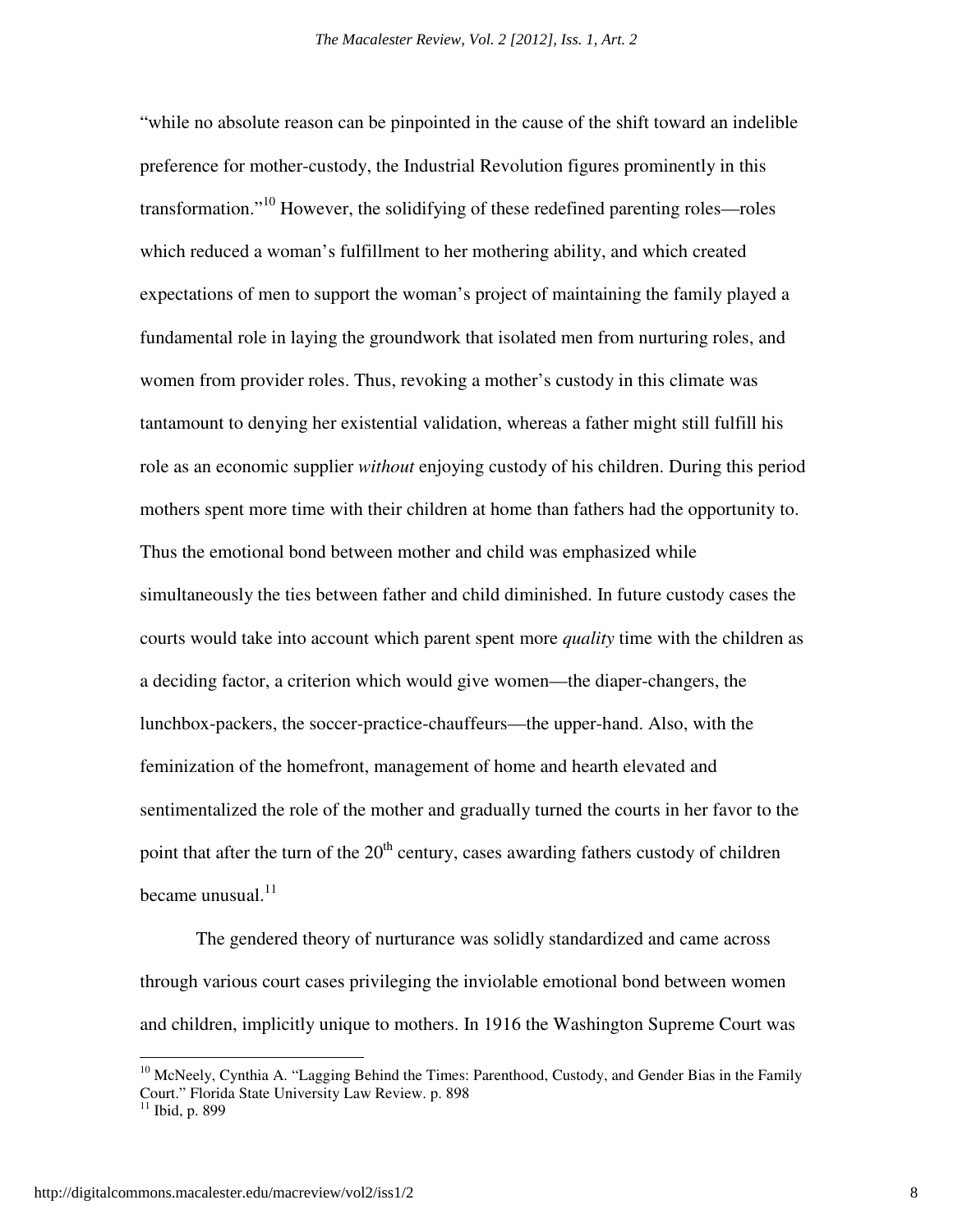"while no absolute reason can be pinpointed in the cause of the shift toward an indelible preference for mother-custody, the Industrial Revolution figures prominently in this transformation."[10] However, the solidifying of these redefined parenting roles—roles which reduced a woman's fulfillment to her mothering ability, and which created expectations of men to support the woman's project of maintaining the family played a fundamental role in laying the groundwork that isolated men from nurturing roles, and women from provider roles. Thus, revoking a mother's custody in this climate was tantamount to denying her existential validation, whereas a father might still fulfill his role as an economic supplier *without* enjoying custody of his children. During this period mothers spent more time with their children at home than fathers had the opportunity to. Thus the emotional bond between mother and child was emphasized while simultaneously the ties between father and child diminished. In future custody cases the courts would take into account which parent spent more *quality* time with the children as a deciding factor, a criterion which would give women—the diaper-changers, the lunchbox-packers, the soccer-practice-chauffeurs—the upper-hand. Also, with the feminization of the homefront, management of home and hearth elevated and sentimentalized the role of the mother and gradually turned the courts in her favor to the point that after the turn of the 20th century, cases awarding fathers custody of children became unusual.[11]

The gendered theory of nurturance was solidly standardized and came across through various court cases privileging the inviolable emotional bond between women and children, implicitly unique to mothers. In 1916 the Washington Supreme Court was

---

[10] McNeely, Cynthia A. "Lagging Behind the Times: Parenthood, Custody, and Gender Bias in the Family Court." Florida State University Law Review. p. 898

[11] Ibid, p. 899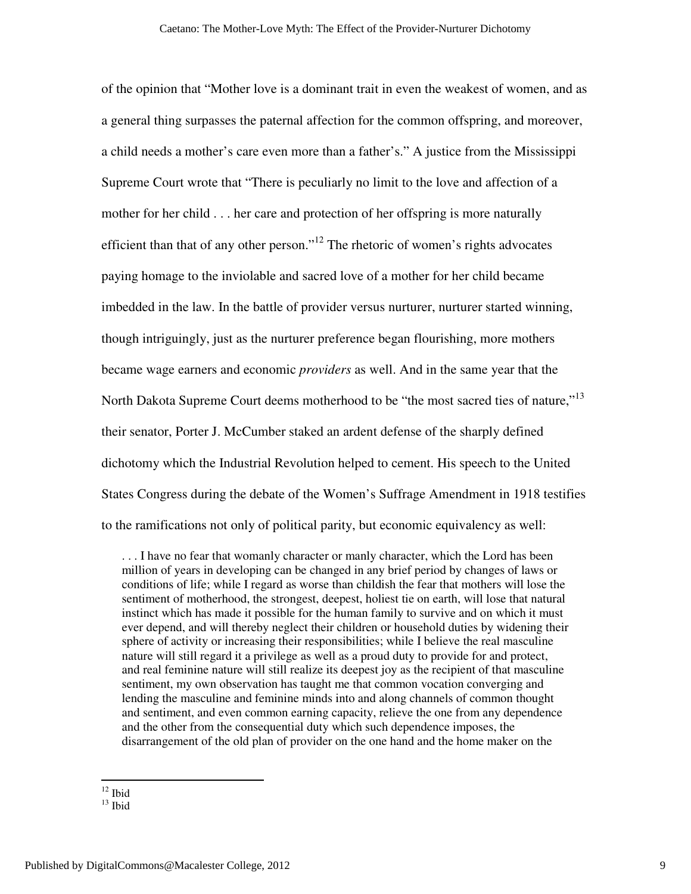of the opinion that "Mother love is a dominant trait in even the weakest of women, and as a general thing surpasses the paternal affection for the common offspring, and moreover, a child needs a mother's care even more than a father's." A justice from the Mississippi Supreme Court wrote that "There is peculiarly no limit to the love and affection of a mother for her child . . . her care and protection of her offspring is more naturally efficient than that of any other person."[12] The rhetoric of women's rights advocates paying homage to the inviolable and sacred love of a mother for her child became imbedded in the law. In the battle of provider versus nurturer, nurturer started winning, though intriguingly, just as the nurturer preference began flourishing, more mothers became wage earners and economic *providers* as well. And in the same year that the North Dakota Supreme Court deems motherhood to be "the most sacred ties of nature,"[13] their senator, Porter J. McCumber staked an ardent defense of the sharply defined dichotomy which the Industrial Revolution helped to cement. His speech to the United States Congress during the debate of the Women's Suffrage Amendment in 1918 testifies to the ramifications not only of political parity, but economic equivalency as well:

> . . . I have no fear that womanly character or manly character, which the Lord has been million of years in developing can be changed in any brief period by changes of laws or conditions of life; while I regard as worse than childish the fear that mothers will lose the sentiment of motherhood, the strongest, deepest, holiest tie on earth, will lose that natural instinct which has made it possible for the human family to survive and on which it must ever depend, and will thereby neglect their children or household duties by widening their sphere of activity or increasing their responsibilities; while I believe the real masculine nature will still regard it a privilege as well as a proud duty to provide for and protect, and real feminine nature will still realize its deepest joy as the recipient of that masculine sentiment, my own observation has taught me that common vocation converging and lending the masculine and feminine minds into and along channels of common thought and sentiment, and even common earning capacity, relieve the one from any dependence and the other from the consequential duty which such dependence imposes, the disarrangement of the old plan of provider on the one hand and the home maker on the

[12] Ibid

[13] Ibid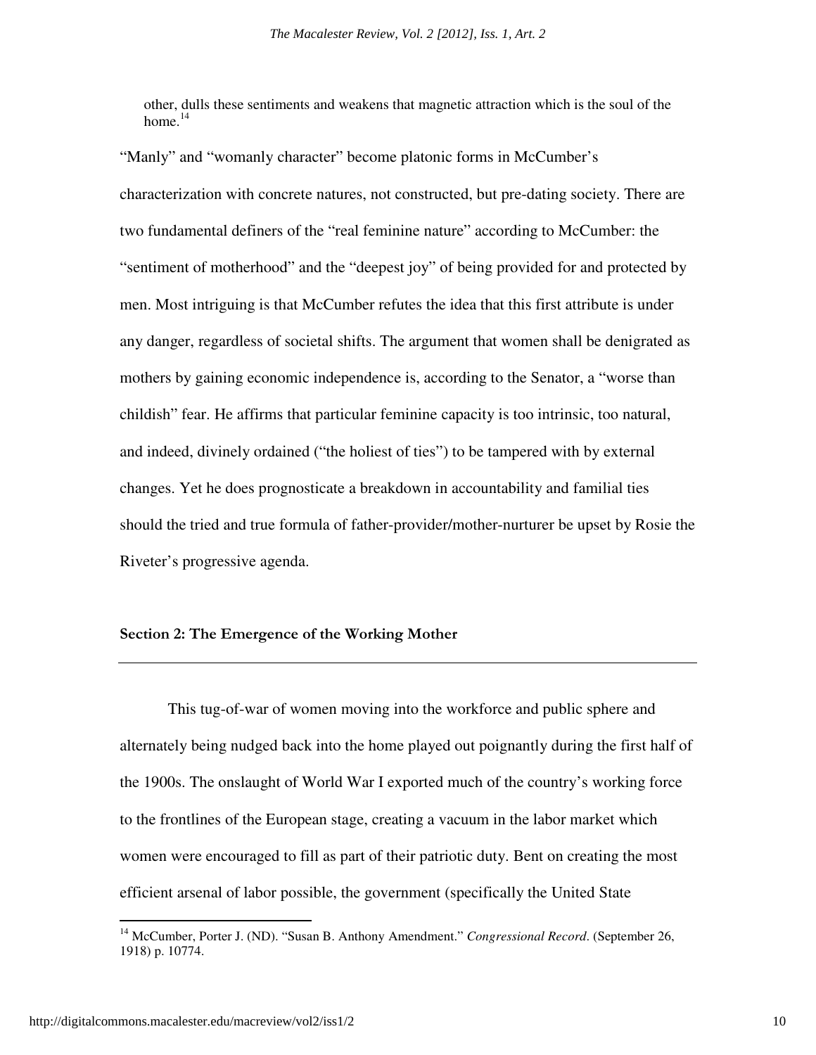other, dulls these sentiments and weakens that magnetic attraction which is the soul of the home.[14]

"Manly" and "womanly character" become platonic forms in McCumber's characterization with concrete natures, not constructed, but pre-dating society. There are two fundamental definers of the "real feminine nature" according to McCumber: the "sentiment of motherhood" and the "deepest joy" of being provided for and protected by men. Most intriguing is that McCumber refutes the idea that this first attribute is under any danger, regardless of societal shifts. The argument that women shall be denigrated as mothers by gaining economic independence is, according to the Senator, a "worse than childish" fear. He affirms that particular feminine capacity is too intrinsic, too natural, and indeed, divinely ordained ("the holiest of ties") to be tampered with by external changes. Yet he does prognosticate a breakdown in accountability and familial ties should the tried and true formula of father-provider/mother-nurturer be upset by Rosie the Riveter's progressive agenda.

## Section 2: The Emergence of the Working Mother

This tug-of-war of women moving into the workforce and public sphere and alternately being nudged back into the home played out poignantly during the first half of the 1900s. The onslaught of World War I exported much of the country's working force to the frontlines of the European stage, creating a vacuum in the labor market which women were encouraged to fill as part of their patriotic duty. Bent on creating the most efficient arsenal of labor possible, the government (specifically the United State

---

[14] McCumber, Porter J. (ND). "Susan B. Anthony Amendment." *Congressional Record*. (September 26, 1918) p. 10774.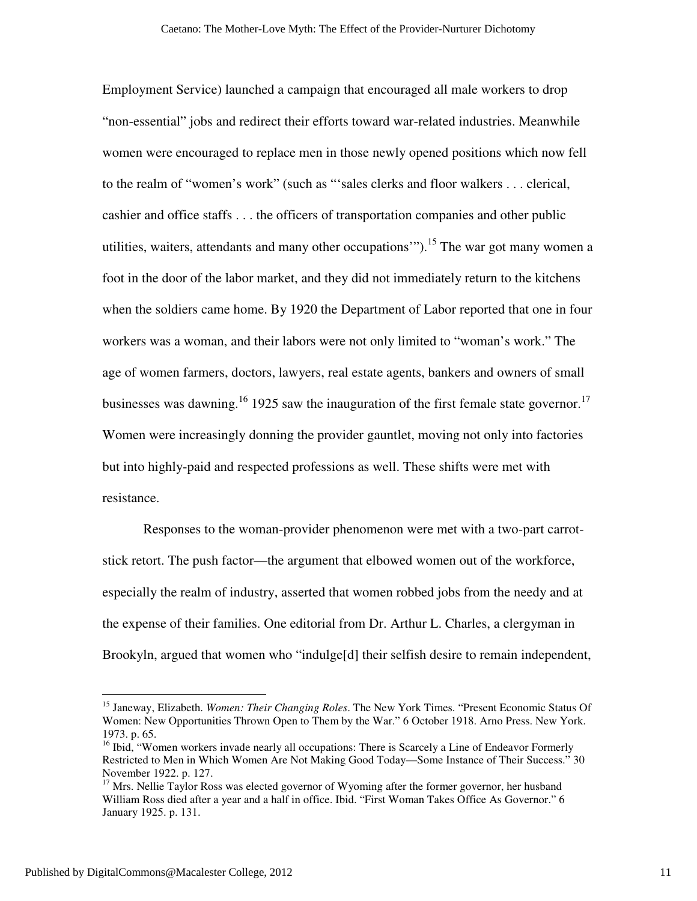Employment Service) launched a campaign that encouraged all male workers to drop "non-essential" jobs and redirect their efforts toward war-related industries. Meanwhile women were encouraged to replace men in those newly opened positions which now fell to the realm of "women's work" (such as "'sales clerks and floor walkers . . . clerical, cashier and office staffs . . . the officers of transportation companies and other public utilities, waiters, attendants and many other occupations'").[15] The war got many women a foot in the door of the labor market, and they did not immediately return to the kitchens when the soldiers came home. By 1920 the Department of Labor reported that one in four workers was a woman, and their labors were not only limited to "woman's work." The age of women farmers, doctors, lawyers, real estate agents, bankers and owners of small businesses was dawning.[16] 1925 saw the inauguration of the first female state governor.[17] Women were increasingly donning the provider gauntlet, moving not only into factories but into highly-paid and respected professions as well. These shifts were met with resistance.

Responses to the woman-provider phenomenon were met with a two-part carrot-stick retort. The push factor—the argument that elbowed women out of the workforce, especially the realm of industry, asserted that women robbed jobs from the needy and at the expense of their families. One editorial from Dr. Arthur L. Charles, a clergyman in Brookyln, argued that women who "indulge[d] their selfish desire to remain independent,

---

[15] Janeway, Elizabeth. *Women: Their Changing Roles*. The New York Times. "Present Economic Status Of Women: New Opportunities Thrown Open to Them by the War." 6 October 1918. Arno Press. New York. 1973. p. 65.

[16] Ibid, "Women workers invade nearly all occupations: There is Scarcely a Line of Endeavor Formerly Restricted to Men in Which Women Are Not Making Good Today—Some Instance of Their Success." 30 November 1922. p. 127.

[17] Mrs. Nellie Taylor Ross was elected governor of Wyoming after the former governor, her husband William Ross died after a year and a half in office. Ibid. "First Woman Takes Office As Governor." 6 January 1925. p. 131.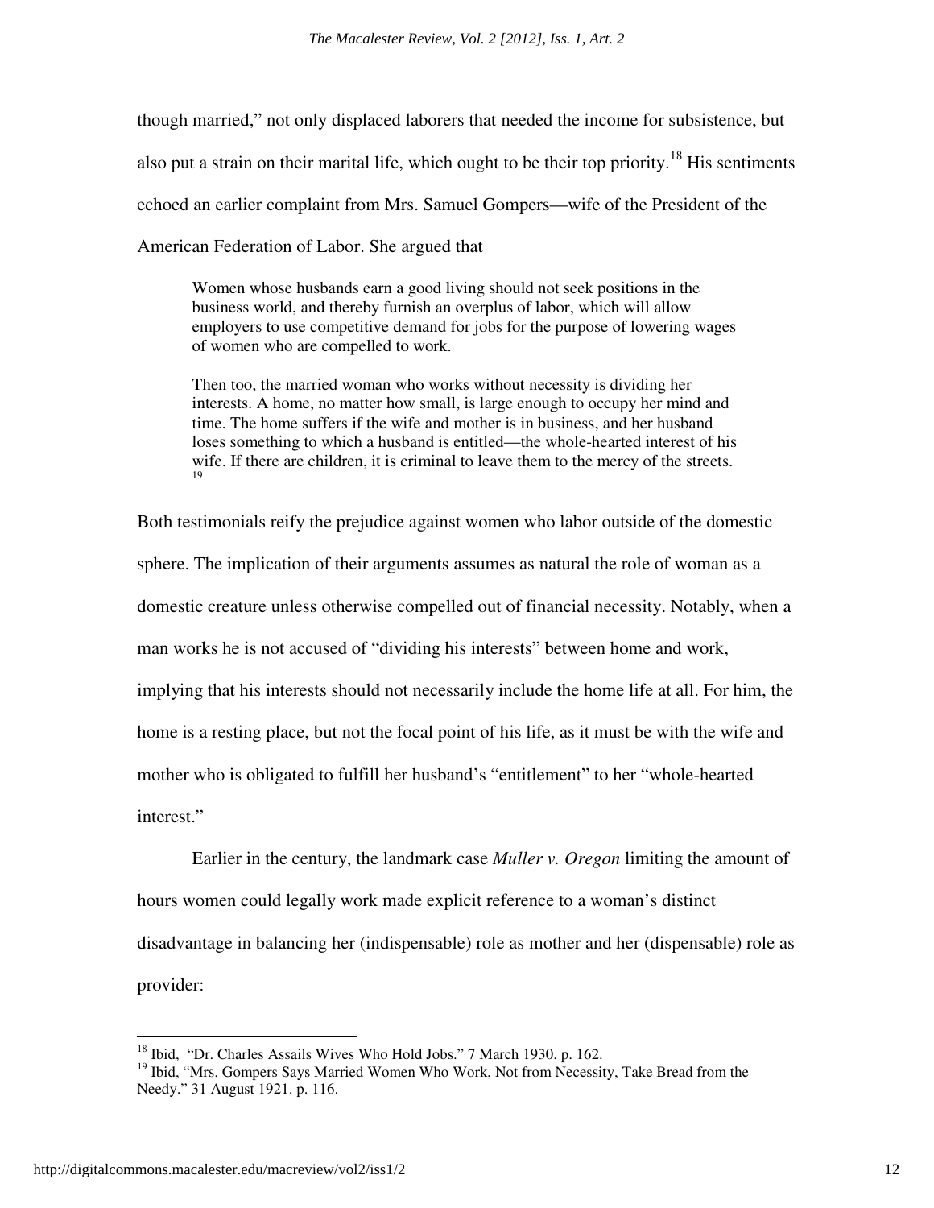though married," not only displaced laborers that needed the income for subsistence, but also put a strain on their marital life, which ought to be their top priority.[18] His sentiments echoed an earlier complaint from Mrs. Samuel Gompers—wife of the President of the American Federation of Labor. She argued that

> Women whose husbands earn a good living should not seek positions in the business world, and thereby furnish an overplus of labor, which will allow employers to use competitive demand for jobs for the purpose of lowering wages of women who are compelled to work.
>
> Then too, the married woman who works without necessity is dividing her interests. A home, no matter how small, is large enough to occupy her mind and time. The home suffers if the wife and mother is in business, and her husband loses something to which a husband is entitled—the whole-hearted interest of his wife. If there are children, it is criminal to leave them to the mercy of the streets.[19]

Both testimonials reify the prejudice against women who labor outside of the domestic sphere. The implication of their arguments assumes as natural the role of woman as a domestic creature unless otherwise compelled out of financial necessity. Notably, when a man works he is not accused of "dividing his interests" between home and work, implying that his interests should not necessarily include the home life at all. For him, the home is a resting place, but not the focal point of his life, as it must be with the wife and mother who is obligated to fulfill her husband's "entitlement" to her "whole-hearted interest."

Earlier in the century, the landmark case *Muller v. Oregon* limiting the amount of hours women could legally work made explicit reference to a woman's distinct disadvantage in balancing her (indispensable) role as mother and her (dispensable) role as provider:

---

[18] Ibid, "Dr. Charles Assails Wives Who Hold Jobs." 7 March 1930. p. 162.

[19] Ibid, "Mrs. Gompers Says Married Women Who Work, Not from Necessity, Take Bread from the Needy." 31 August 1921. p. 116.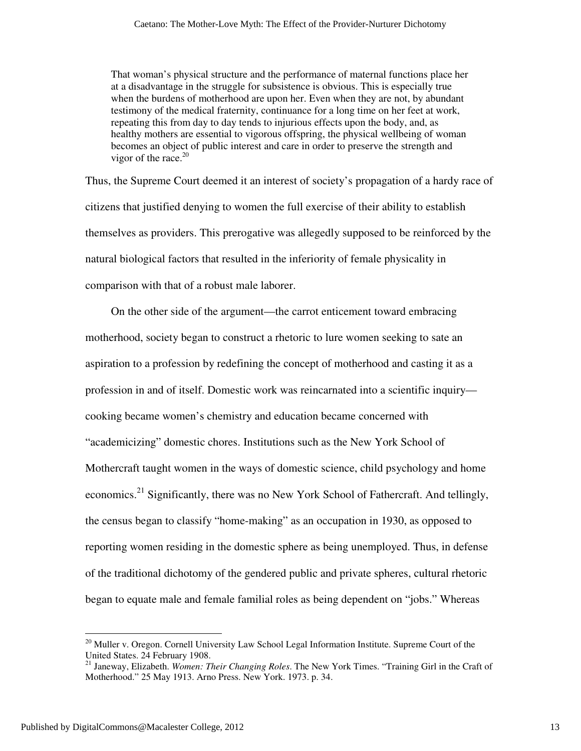> That woman's physical structure and the performance of maternal functions place her at a disadvantage in the struggle for subsistence is obvious. This is especially true when the burdens of motherhood are upon her. Even when they are not, by abundant testimony of the medical fraternity, continuance for a long time on her feet at work, repeating this from day to day tends to injurious effects upon the body, and, as healthy mothers are essential to vigorous offspring, the physical wellbeing of woman becomes an object of public interest and care in order to preserve the strength and vigor of the race.[20]

Thus, the Supreme Court deemed it an interest of society's propagation of a hardy race of citizens that justified denying to women the full exercise of their ability to establish themselves as providers. This prerogative was allegedly supposed to be reinforced by the natural biological factors that resulted in the inferiority of female physicality in comparison with that of a robust male laborer.

On the other side of the argument—the carrot enticement toward embracing motherhood, society began to construct a rhetoric to lure women seeking to sate an aspiration to a profession by redefining the concept of motherhood and casting it as a profession in and of itself. Domestic work was reincarnated into a scientific inquiry—cooking became women's chemistry and education became concerned with "academicizing" domestic chores. Institutions such as the New York School of Mothercraft taught women in the ways of domestic science, child psychology and home economics.[21] Significantly, there was no New York School of Fathercraft. And tellingly, the census began to classify "home-making" as an occupation in 1930, as opposed to reporting women residing in the domestic sphere as being unemployed. Thus, in defense of the traditional dichotomy of the gendered public and private spheres, cultural rhetoric began to equate male and female familial roles as being dependent on "jobs." Whereas

---

[20] Muller v. Oregon. Cornell University Law School Legal Information Institute. Supreme Court of the United States. 24 February 1908.

[21] Janeway, Elizabeth. *Women: Their Changing Roles*. The New York Times. "Training Girl in the Craft of Motherhood." 25 May 1913. Arno Press. New York. 1973. p. 34.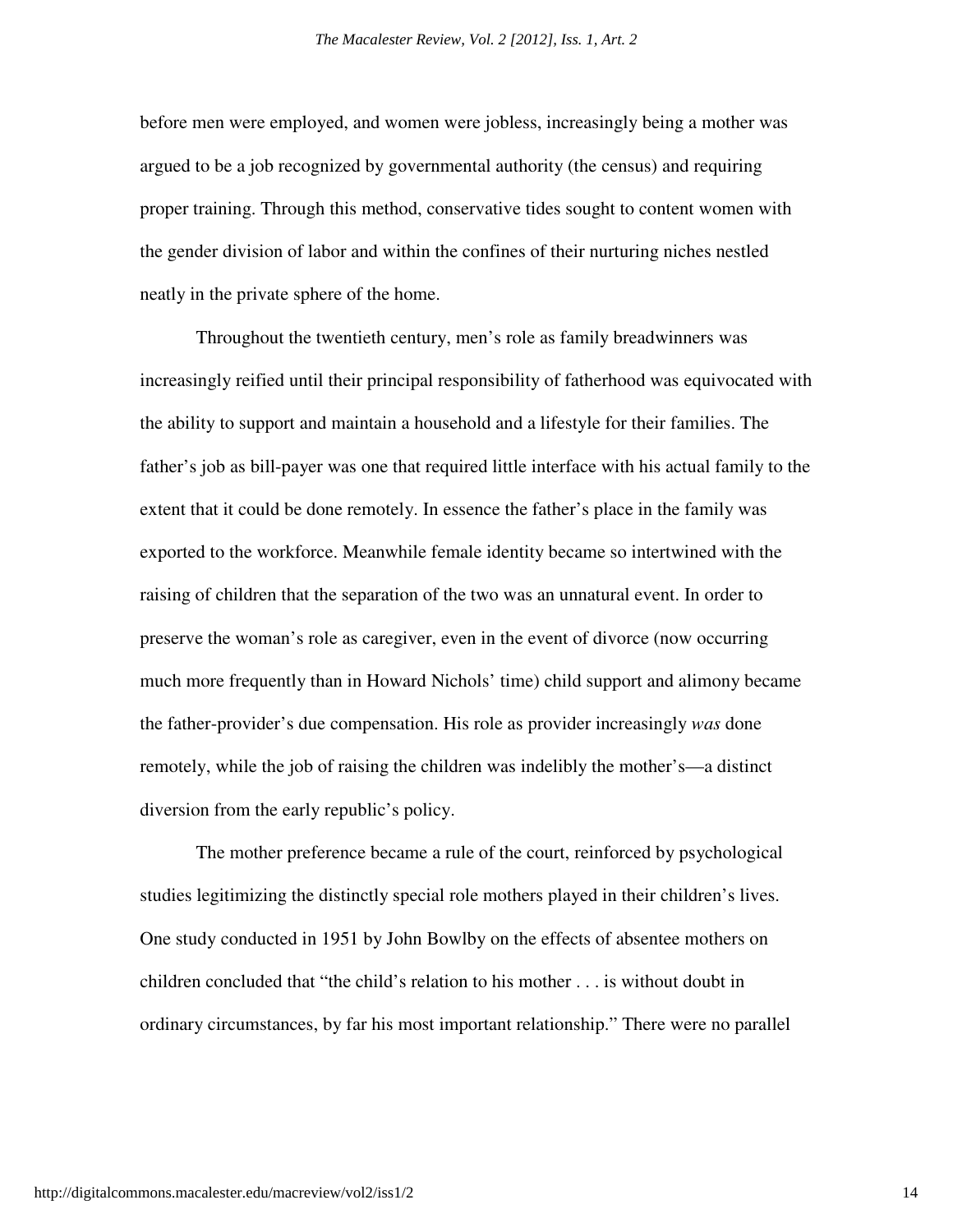before men were employed, and women were jobless, increasingly being a mother was argued to be a job recognized by governmental authority (the census) and requiring proper training. Through this method, conservative tides sought to content women with the gender division of labor and within the confines of their nurturing niches nestled neatly in the private sphere of the home.

Throughout the twentieth century, men's role as family breadwinners was increasingly reified until their principal responsibility of fatherhood was equivocated with the ability to support and maintain a household and a lifestyle for their families. The father's job as bill-payer was one that required little interface with his actual family to the extent that it could be done remotely. In essence the father's place in the family was exported to the workforce. Meanwhile female identity became so intertwined with the raising of children that the separation of the two was an unnatural event. In order to preserve the woman's role as caregiver, even in the event of divorce (now occurring much more frequently than in Howard Nichols' time) child support and alimony became the father-provider's due compensation. His role as provider increasingly *was* done remotely, while the job of raising the children was indelibly the mother's—a distinct diversion from the early republic's policy.

The mother preference became a rule of the court, reinforced by psychological studies legitimizing the distinctly special role mothers played in their children's lives. One study conducted in 1951 by John Bowlby on the effects of absentee mothers on children concluded that "the child's relation to his mother . . . is without doubt in ordinary circumstances, by far his most important relationship." There were no parallel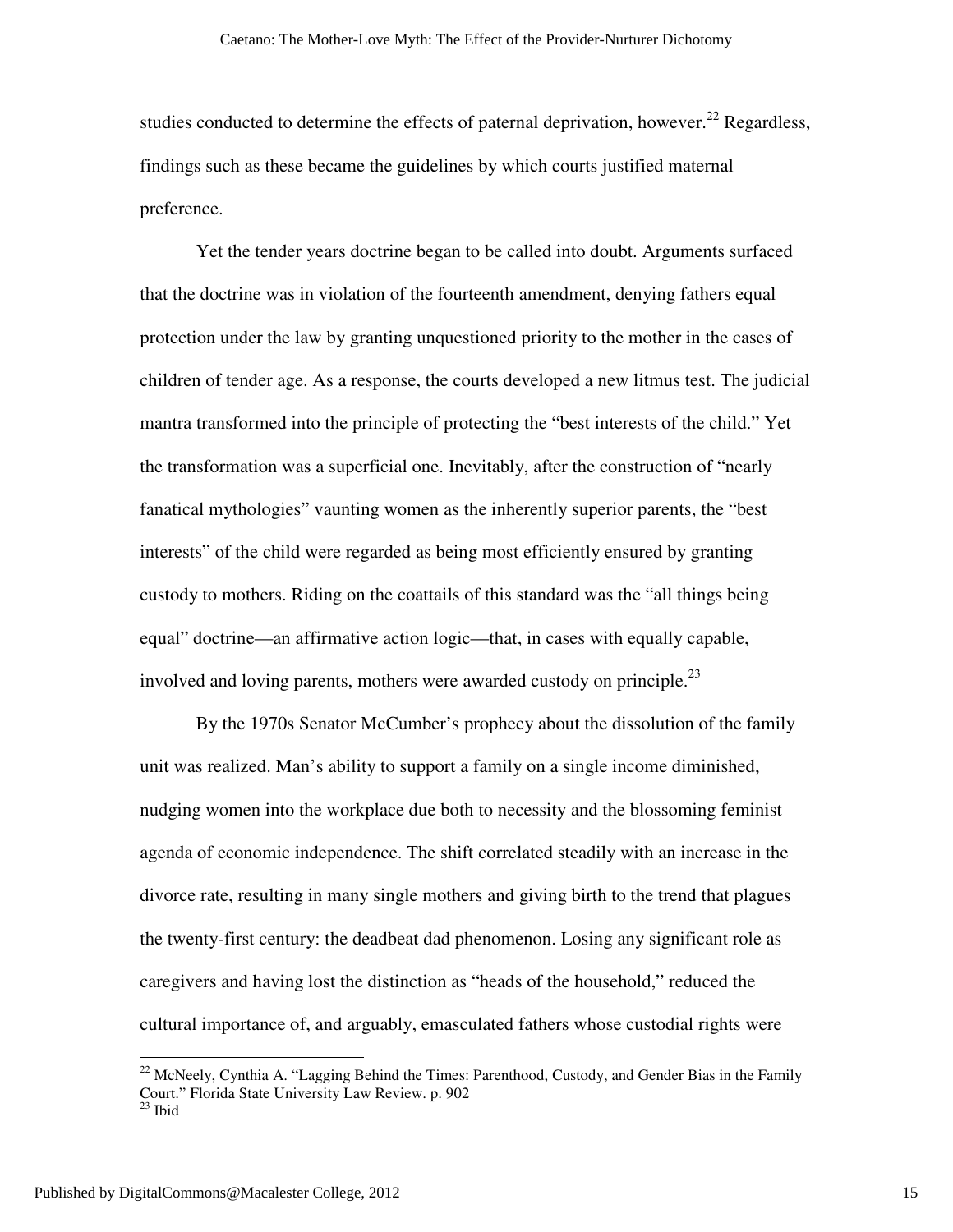studies conducted to determine the effects of paternal deprivation, however.[22] Regardless, findings such as these became the guidelines by which courts justified maternal preference.

Yet the tender years doctrine began to be called into doubt. Arguments surfaced that the doctrine was in violation of the fourteenth amendment, denying fathers equal protection under the law by granting unquestioned priority to the mother in the cases of children of tender age. As a response, the courts developed a new litmus test. The judicial mantra transformed into the principle of protecting the "best interests of the child." Yet the transformation was a superficial one. Inevitably, after the construction of "nearly fanatical mythologies" vaunting women as the inherently superior parents, the "best interests" of the child were regarded as being most efficiently ensured by granting custody to mothers. Riding on the coattails of this standard was the "all things being equal" doctrine—an affirmative action logic—that, in cases with equally capable, involved and loving parents, mothers were awarded custody on principle.[23]

By the 1970s Senator McCumber's prophecy about the dissolution of the family unit was realized. Man's ability to support a family on a single income diminished, nudging women into the workplace due both to necessity and the blossoming feminist agenda of economic independence. The shift correlated steadily with an increase in the divorce rate, resulting in many single mothers and giving birth to the trend that plagues the twenty-first century: the deadbeat dad phenomenon. Losing any significant role as caregivers and having lost the distinction as "heads of the household," reduced the cultural importance of, and arguably, emasculated fathers whose custodial rights were

---

[22] McNeely, Cynthia A. "Lagging Behind the Times: Parenthood, Custody, and Gender Bias in the Family Court." Florida State University Law Review. p. 902

[23] Ibid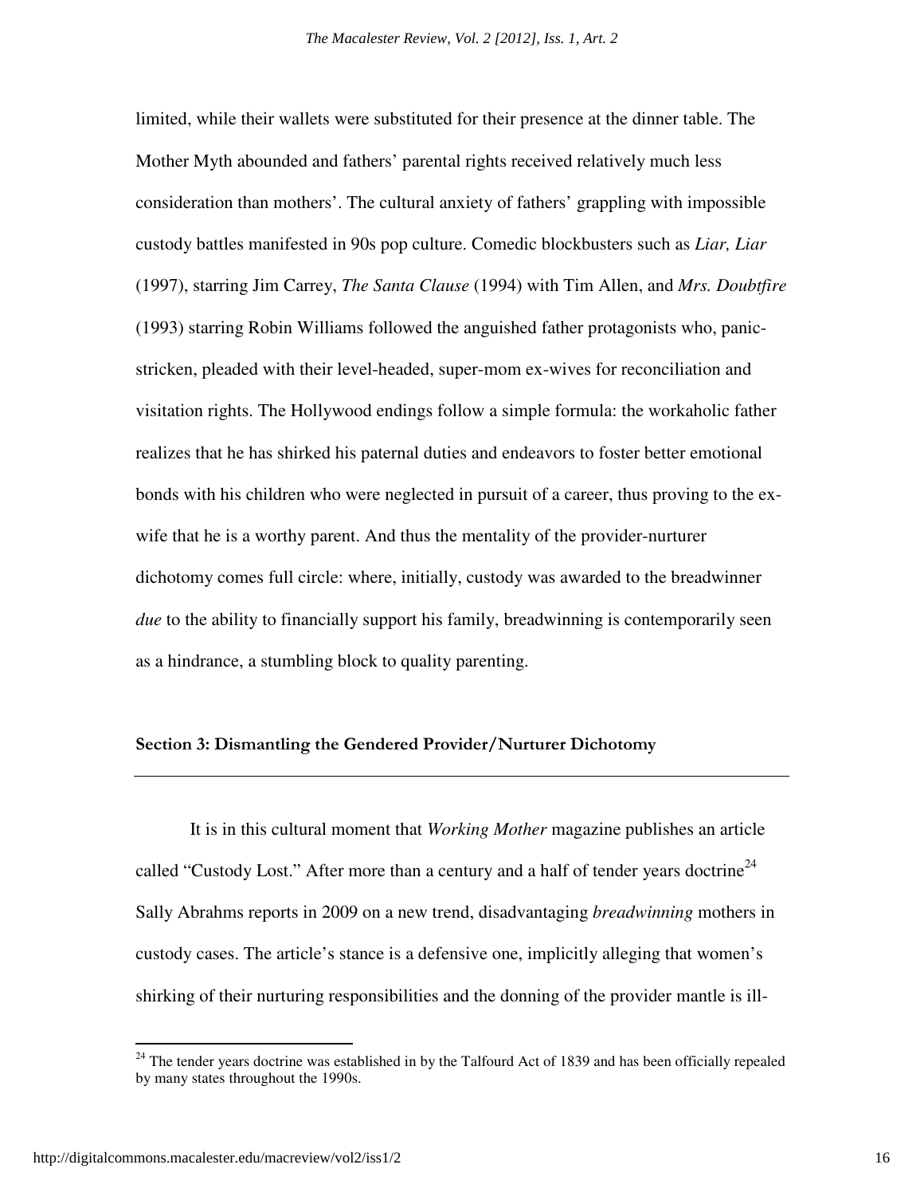limited, while their wallets were substituted for their presence at the dinner table. The Mother Myth abounded and fathers' parental rights received relatively much less consideration than mothers'. The cultural anxiety of fathers' grappling with impossible custody battles manifested in 90s pop culture. Comedic blockbusters such as *Liar, Liar* (1997), starring Jim Carrey, *The Santa Clause* (1994) with Tim Allen, and *Mrs. Doubtfire* (1993) starring Robin Williams followed the anguished father protagonists who, panic-stricken, pleaded with their level-headed, super-mom ex-wives for reconciliation and visitation rights. The Hollywood endings follow a simple formula: the workaholic father realizes that he has shirked his paternal duties and endeavors to foster better emotional bonds with his children who were neglected in pursuit of a career, thus proving to the ex-wife that he is a worthy parent. And thus the mentality of the provider-nurturer dichotomy comes full circle: where, initially, custody was awarded to the breadwinner *due* to the ability to financially support his family, breadwinning is contemporarily seen as a hindrance, a stumbling block to quality parenting.

## Section 3: Dismantling the Gendered Provider/Nurturer Dichotomy

---

It is in this cultural moment that *Working Mother* magazine publishes an article called "Custody Lost." After more than a century and a half of tender years doctrine[24] Sally Abrahms reports in 2009 on a new trend, disadvantaging *breadwinning* mothers in custody cases. The article's stance is a defensive one, implicitly alleging that women's shirking of their nurturing responsibilities and the donning of the provider mantle is ill-

---

[24] The tender years doctrine was established in by the Talfourd Act of 1839 and has been officially repealed by many states throughout the 1990s.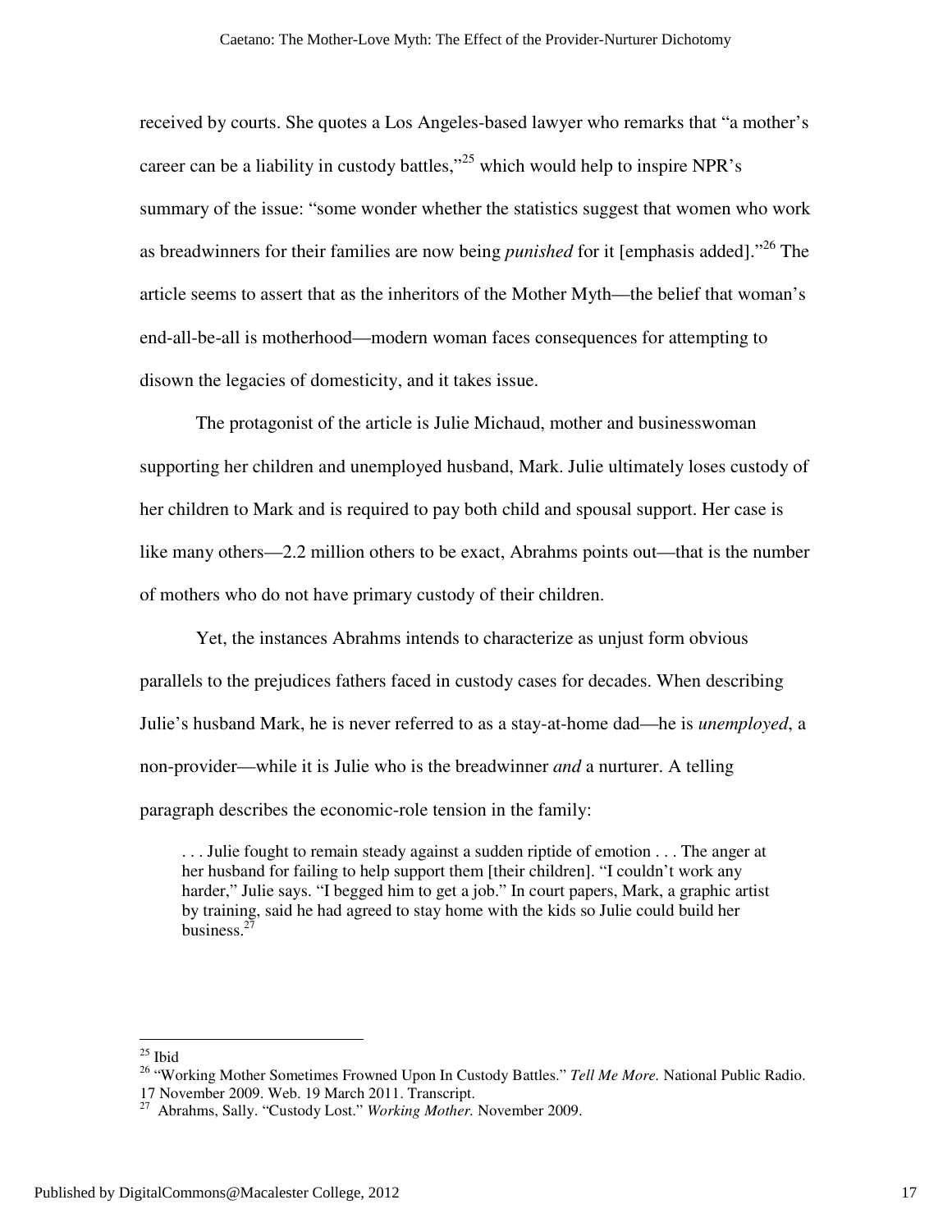received by courts. She quotes a Los Angeles-based lawyer who remarks that "a mother's career can be a liability in custody battles,"[25] which would help to inspire NPR's summary of the issue: "some wonder whether the statistics suggest that women who work as breadwinners for their families are now being *punished* for it [emphasis added]."[26] The article seems to assert that as the inheritors of the Mother Myth—the belief that woman's end-all-be-all is motherhood—modern woman faces consequences for attempting to disown the legacies of domesticity, and it takes issue.

The protagonist of the article is Julie Michaud, mother and businesswoman supporting her children and unemployed husband, Mark. Julie ultimately loses custody of her children to Mark and is required to pay both child and spousal support. Her case is like many others—2.2 million others to be exact, Abrahms points out—that is the number of mothers who do not have primary custody of their children.

Yet, the instances Abrahms intends to characterize as unjust form obvious parallels to the prejudices fathers faced in custody cases for decades. When describing Julie's husband Mark, he is never referred to as a stay-at-home dad—he is *unemployed*, a non-provider—while it is Julie who is the breadwinner *and* a nurturer. A telling paragraph describes the economic-role tension in the family:

> . . . Julie fought to remain steady against a sudden riptide of emotion . . . The anger at her husband for failing to help support them [their children]. "I couldn't work any harder," Julie says. "I begged him to get a job." In court papers, Mark, a graphic artist by training, said he had agreed to stay home with the kids so Julie could build her business.[27]

---

[25] Ibid

[26] "Working Mother Sometimes Frowned Upon In Custody Battles." *Tell Me More.* National Public Radio. 17 November 2009. Web. 19 March 2011. Transcript.

[27] Abrahms, Sally. "Custody Lost." *Working Mother.* November 2009.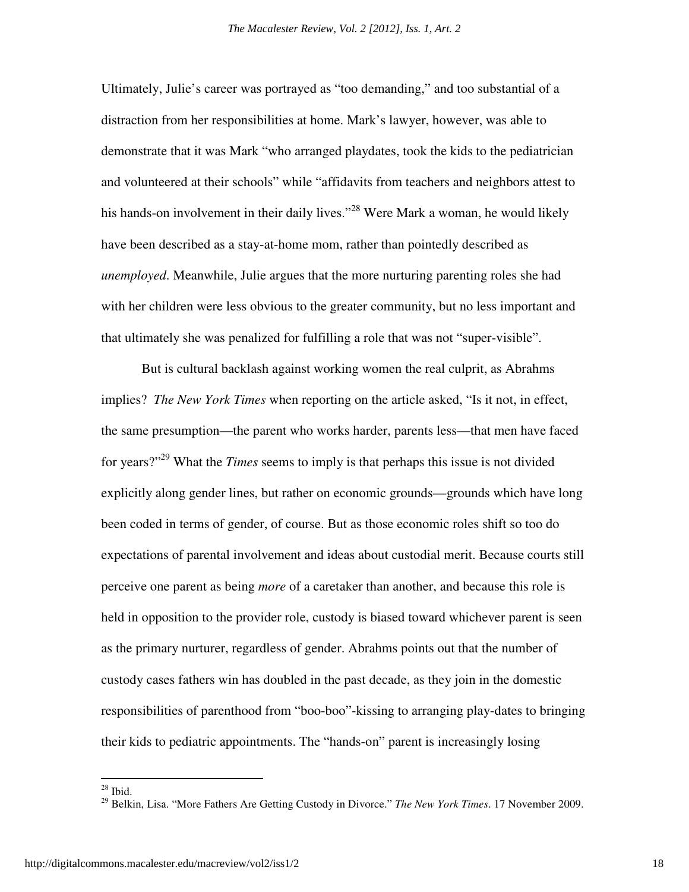Ultimately, Julie's career was portrayed as "too demanding," and too substantial of a distraction from her responsibilities at home. Mark's lawyer, however, was able to demonstrate that it was Mark "who arranged playdates, took the kids to the pediatrician and volunteered at their schools" while "affidavits from teachers and neighbors attest to his hands-on involvement in their daily lives."[28] Were Mark a woman, he would likely have been described as a stay-at-home mom, rather than pointedly described as *unemployed*. Meanwhile, Julie argues that the more nurturing parenting roles she had with her children were less obvious to the greater community, but no less important and that ultimately she was penalized for fulfilling a role that was not "super-visible".

But is cultural backlash against working women the real culprit, as Abrahms implies? *The New York Times* when reporting on the article asked, "Is it not, in effect, the same presumption—the parent who works harder, parents less—that men have faced for years?"[29] What the *Times* seems to imply is that perhaps this issue is not divided explicitly along gender lines, but rather on economic grounds—grounds which have long been coded in terms of gender, of course. But as those economic roles shift so too do expectations of parental involvement and ideas about custodial merit. Because courts still perceive one parent as being *more* of a caretaker than another, and because this role is held in opposition to the provider role, custody is biased toward whichever parent is seen as the primary nurturer, regardless of gender. Abrahms points out that the number of custody cases fathers win has doubled in the past decade, as they join in the domestic responsibilities of parenthood from "boo-boo"-kissing to arranging play-dates to bringing their kids to pediatric appointments. The "hands-on" parent is increasingly losing

---

[28] Ibid.

[29] Belkin, Lisa. "More Fathers Are Getting Custody in Divorce." *The New York Times*. 17 November 2009.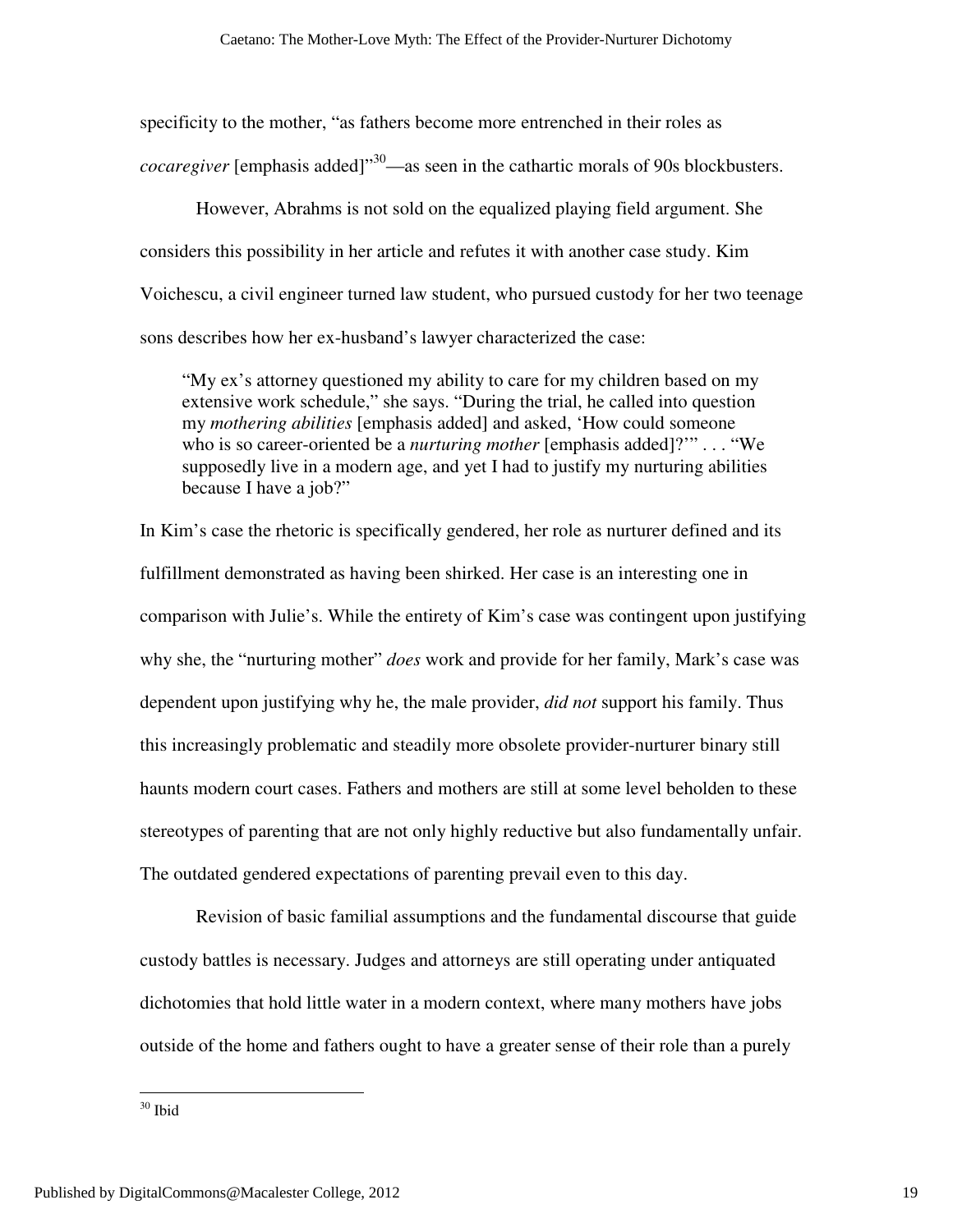specificity to the mother, "as fathers become more entrenched in their roles as *cocaregiver* [emphasis added]"[30]—as seen in the cathartic morals of 90s blockbusters.

However, Abrahms is not sold on the equalized playing field argument. She considers this possibility in her article and refutes it with another case study. Kim Voichescu, a civil engineer turned law student, who pursued custody for her two teenage sons describes how her ex-husband's lawyer characterized the case:

> "My ex's attorney questioned my ability to care for my children based on my extensive work schedule," she says. "During the trial, he called into question my *mothering abilities* [emphasis added] and asked, 'How could someone who is so career-oriented be a *nurturing mother* [emphasis added]?'" . . . "We supposedly live in a modern age, and yet I had to justify my nurturing abilities because I have a job?"

In Kim's case the rhetoric is specifically gendered, her role as nurturer defined and its fulfillment demonstrated as having been shirked. Her case is an interesting one in comparison with Julie's. While the entirety of Kim's case was contingent upon justifying why she, the "nurturing mother" *does* work and provide for her family, Mark's case was dependent upon justifying why he, the male provider, *did not* support his family. Thus this increasingly problematic and steadily more obsolete provider-nurturer binary still haunts modern court cases. Fathers and mothers are still at some level beholden to these stereotypes of parenting that are not only highly reductive but also fundamentally unfair. The outdated gendered expectations of parenting prevail even to this day.

Revision of basic familial assumptions and the fundamental discourse that guide custody battles is necessary. Judges and attorneys are still operating under antiquated dichotomies that hold little water in a modern context, where many mothers have jobs outside of the home and fathers ought to have a greater sense of their role than a purely

[30] Ibid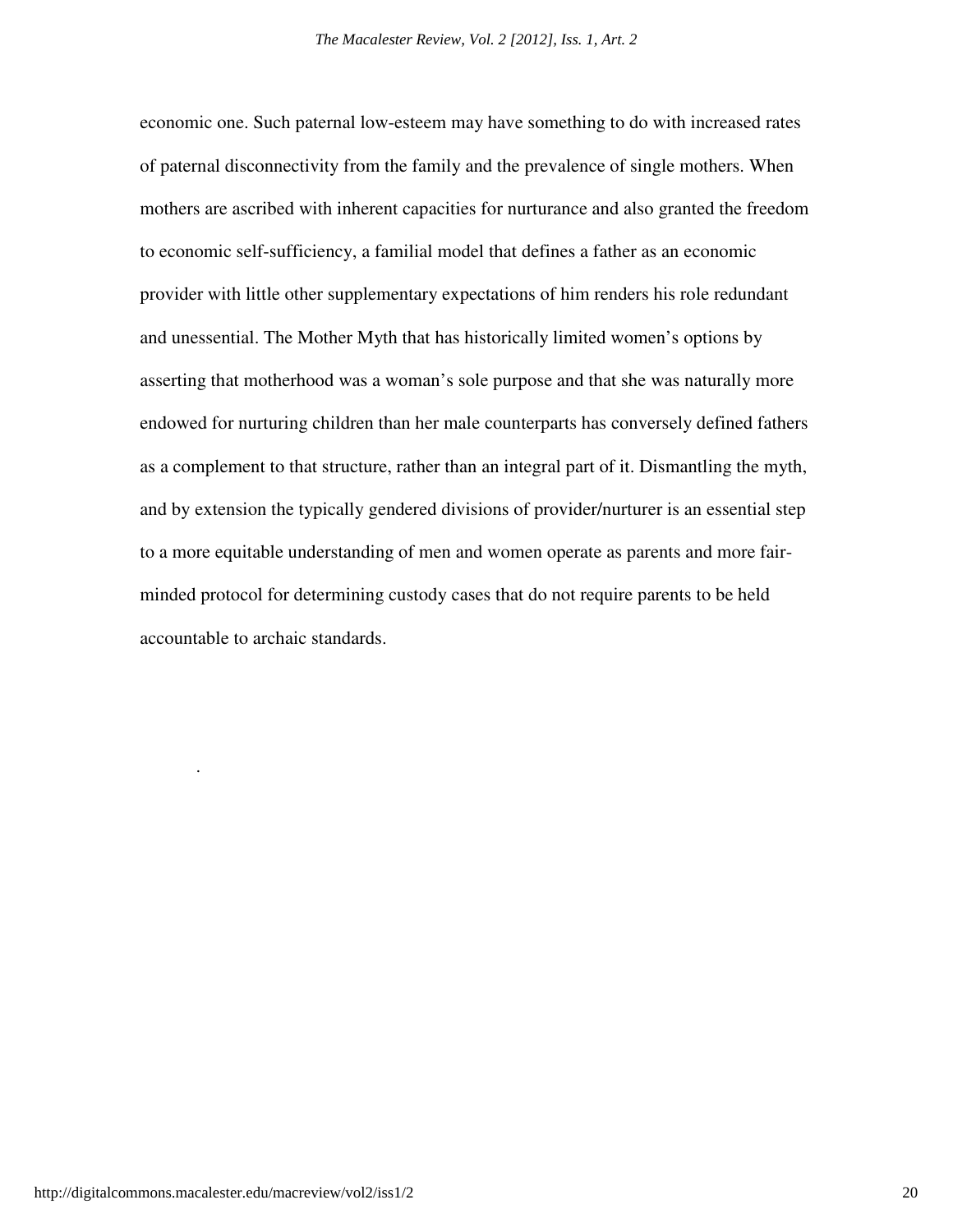economic one. Such paternal low-esteem may have something to do with increased rates of paternal disconnectivity from the family and the prevalence of single mothers. When mothers are ascribed with inherent capacities for nurturance and also granted the freedom to economic self-sufficiency, a familial model that defines a father as an economic provider with little other supplementary expectations of him renders his role redundant and unessential. The Mother Myth that has historically limited women's options by asserting that motherhood was a woman's sole purpose and that she was naturally more endowed for nurturing children than her male counterparts has conversely defined fathers as a complement to that structure, rather than an integral part of it. Dismantling the myth, and by extension the typically gendered divisions of provider/nurturer is an essential step to a more equitable understanding of men and women operate as parents and more fair-minded protocol for determining custody cases that do not require parents to be held accountable to archaic standards.

.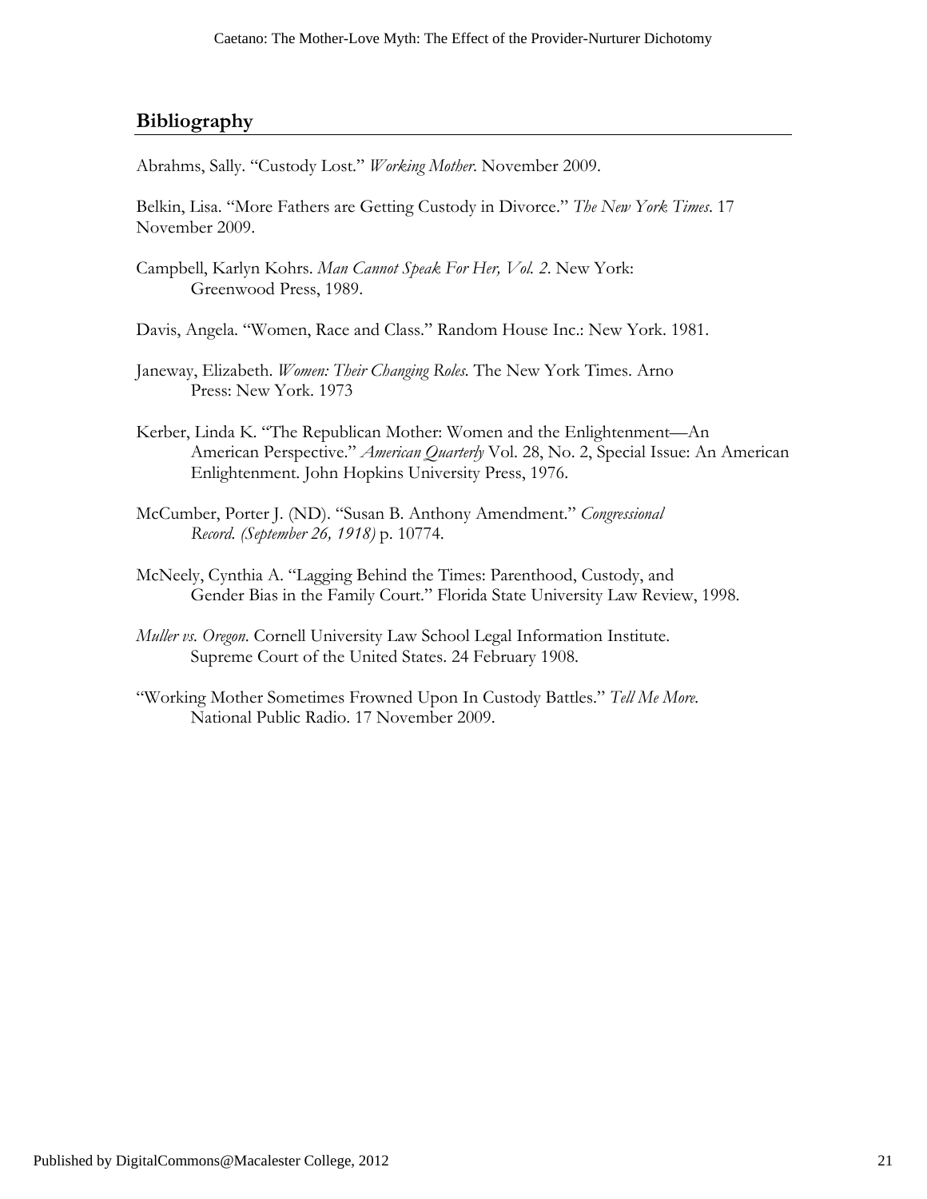## Bibliography

Abrahms, Sally. "Custody Lost." *Working Mother*. November 2009.

Belkin, Lisa. "More Fathers are Getting Custody in Divorce." *The New York Times*. 17 November 2009.

Campbell, Karlyn Kohrs. *Man Cannot Speak For Her, Vol. 2*. New York: Greenwood Press, 1989.

Davis, Angela. "Women, Race and Class." Random House Inc.: New York. 1981.

Janeway, Elizabeth. *Women: Their Changing Roles.* The New York Times. Arno Press: New York. 1973

Kerber, Linda K. "The Republican Mother: Women and the Enlightenment—An American Perspective." *American Quarterly* Vol. 28, No. 2, Special Issue: An American Enlightenment. John Hopkins University Press, 1976.

McCumber, Porter J. (ND). "Susan B. Anthony Amendment." *Congressional Record. (September 26, 1918)* p. 10774.

McNeely, Cynthia A. "Lagging Behind the Times: Parenthood, Custody, and Gender Bias in the Family Court." Florida State University Law Review, 1998.

*Muller vs. Oregon*. Cornell University Law School Legal Information Institute. Supreme Court of the United States. 24 February 1908.

"Working Mother Sometimes Frowned Upon In Custody Battles." *Tell Me More.* National Public Radio. 17 November 2009.